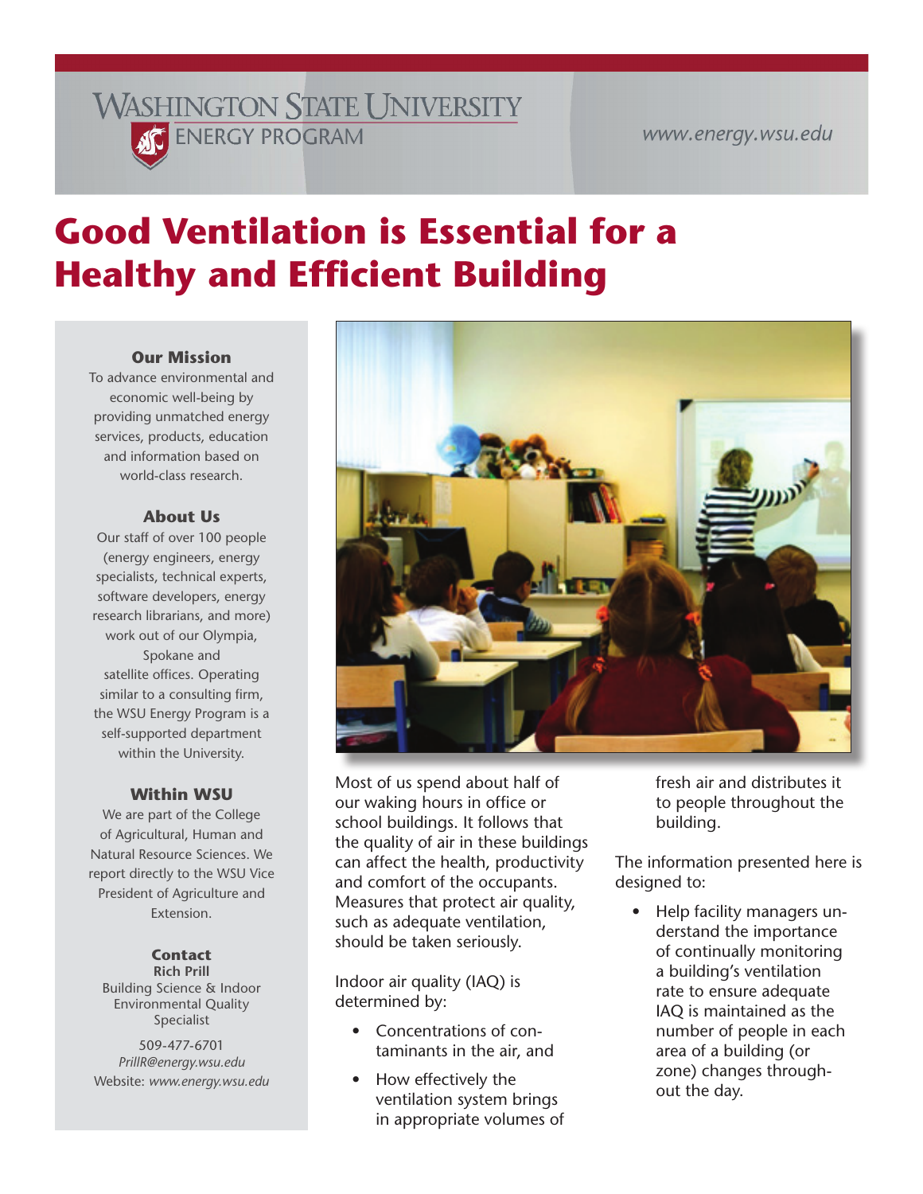Washington State University
Energy Program

www.energy.wsu.edu

# Good Ventilation is Essential for a Healthy and Efficient Building

**Our Mission**

To advance environmental and economic well-being by providing unmatched energy services, products, education and information based on world-class research.

**About Us**

Our staff of over 100 people (energy engineers, energy specialists, technical experts, software developers, energy research librarians, and more) work out of our Olympia, Spokane and satellite offices. Operating similar to a consulting firm, the WSU Energy Program is a self-supported department within the University.

**Within WSU**

We are part of the College of Agricultural, Human and Natural Resource Sciences. We report directly to the WSU Vice President of Agriculture and Extension.

**Contact**

**Rich Prill**
Building Science & Indoor Environmental Quality Specialist

509-477-6701
*PrillR@energy.wsu.edu*
Website: *www.energy.wsu.edu*

Most of us spend about half of our waking hours in office or school buildings. It follows that the quality of air in these buildings can affect the health, productivity and comfort of the occupants. Measures that protect air quality, such as adequate ventilation, should be taken seriously.

Indoor air quality (IAQ) is determined by:

- Concentrations of contaminants in the air, and
- How effectively the ventilation system brings in appropriate volumes of fresh air and distributes it to people throughout the building.

The information presented here is designed to:

- Help facility managers understand the importance of continually monitoring a building's ventilation rate to ensure adequate IAQ is maintained as the number of people in each area of a building (or zone) changes throughout the day.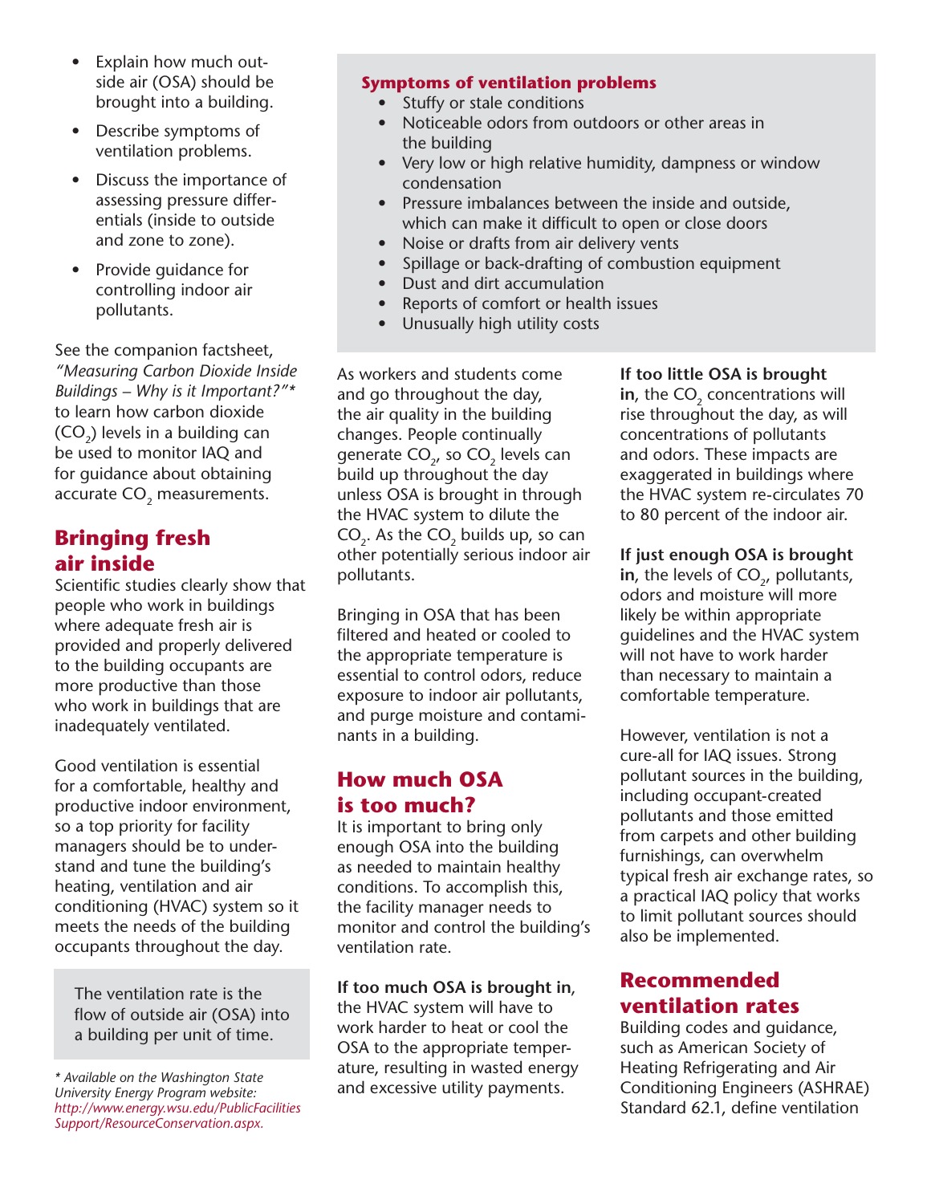- Explain how much outside air (OSA) should be brought into a building.
- Describe symptoms of ventilation problems.
- Discuss the importance of assessing pressure differentials (inside to outside and zone to zone).
- Provide guidance for controlling indoor air pollutants.

See the companion factsheet, *"Measuring Carbon Dioxide Inside Buildings – Why is it Important?"** to learn how carbon dioxide ($CO_2$) levels in a building can be used to monitor IAQ and for guidance about obtaining accurate $CO_2$ measurements.

## Bringing fresh air inside

Scientific studies clearly show that people who work in buildings where adequate fresh air is provided and properly delivered to the building occupants are more productive than those who work in buildings that are inadequately ventilated.

Good ventilation is essential for a comfortable, healthy and productive indoor environment, so a top priority for facility managers should be to understand and tune the building's heating, ventilation and air conditioning (HVAC) system so it meets the needs of the building occupants throughout the day.

> The ventilation rate is the flow of outside air (OSA) into a building per unit of time.

*\* Available on the Washington State University Energy Program website: http://www.energy.wsu.edu/PublicFacilitiesSupport/ResourceConservation.aspx.*

### Symptoms of ventilation problems

- Stuffy or stale conditions
- Noticeable odors from outdoors or other areas in the building
- Very low or high relative humidity, dampness or window condensation
- Pressure imbalances between the inside and outside, which can make it difficult to open or close doors
- Noise or drafts from air delivery vents
- Spillage or back-drafting of combustion equipment
- Dust and dirt accumulation
- Reports of comfort or health issues
- Unusually high utility costs

As workers and students come and go throughout the day, the air quality in the building changes. People continually generate $CO_2$, so $CO_2$ levels can build up throughout the day unless OSA is brought in through the HVAC system to dilute the $CO_2$. As the $CO_2$ builds up, so can other potentially serious indoor air pollutants.

Bringing in OSA that has been filtered and heated or cooled to the appropriate temperature is essential to control odors, reduce exposure to indoor air pollutants, and purge moisture and contaminants in a building.

## How much OSA is too much?

It is important to bring only enough OSA into the building as needed to maintain healthy conditions. To accomplish this, the facility manager needs to monitor and control the building's ventilation rate.

**If too much OSA is brought in**, the HVAC system will have to work harder to heat or cool the OSA to the appropriate temperature, resulting in wasted energy and excessive utility payments.

**If too little OSA is brought in**, the $CO_2$ concentrations will rise throughout the day, as will concentrations of pollutants and odors. These impacts are exaggerated in buildings where the HVAC system re-circulates 70 to 80 percent of the indoor air.

**If just enough OSA is brought in**, the levels of $CO_2$, pollutants, odors and moisture will more likely be within appropriate guidelines and the HVAC system will not have to work harder than necessary to maintain a comfortable temperature.

However, ventilation is not a cure-all for IAQ issues. Strong pollutant sources in the building, including occupant-created pollutants and those emitted from carpets and other building furnishings, can overwhelm typical fresh air exchange rates, so a practical IAQ policy that works to limit pollutant sources should also be implemented.

## Recommended ventilation rates

Building codes and guidance, such as American Society of Heating Refrigerating and Air Conditioning Engineers (ASHRAE) Standard 62.1, define ventilation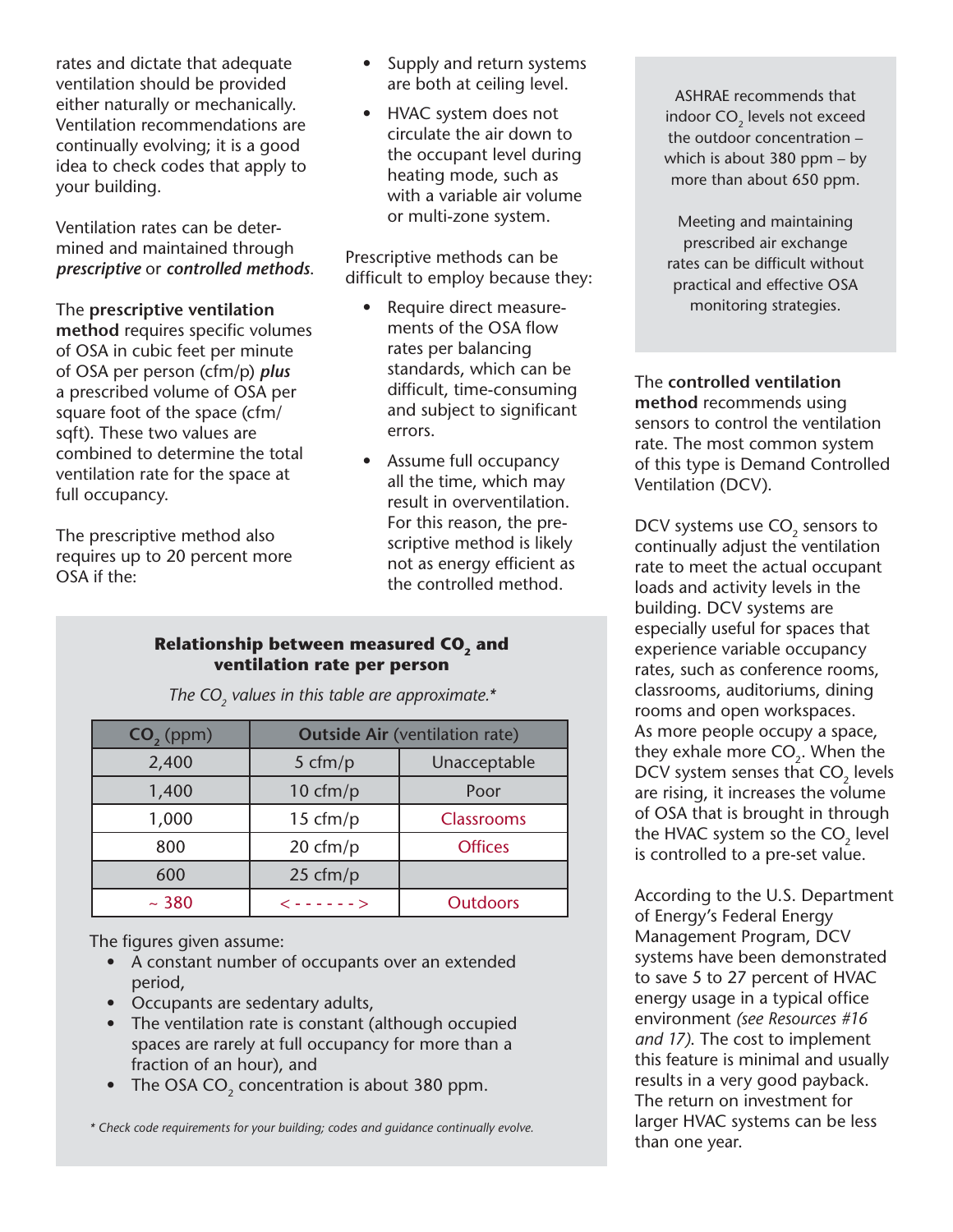rates and dictate that adequate ventilation should be provided either naturally or mechanically. Ventilation recommendations are continually evolving; it is a good idea to check codes that apply to your building.

Ventilation rates can be determined and maintained through ***prescriptive*** or ***controlled methods***.

The **prescriptive ventilation method** requires specific volumes of OSA in cubic feet per minute of OSA per person (cfm/p) ***plus*** a prescribed volume of OSA per square foot of the space (cfm/sqft). These two values are combined to determine the total ventilation rate for the space at full occupancy.

The prescriptive method also requires up to 20 percent more OSA if the:

- Supply and return systems are both at ceiling level.
- HVAC system does not circulate the air down to the occupant level during heating mode, such as with a variable air volume or multi-zone system.

Prescriptive methods can be difficult to employ because they:

- Require direct measurements of the OSA flow rates per balancing standards, which can be difficult, time-consuming and subject to significant errors.
- Assume full occupancy all the time, which may result in overventilation. For this reason, the prescriptive method is likely not as energy efficient as the controlled method.

**Relationship between measured $CO_2$ and ventilation rate per person**

*The $CO_2$ values in this table are approximate.**

| $CO_2$ (ppm) | **Outside Air** (ventilation rate) | |
|---|---|---|
| 2,400 | 5 cfm/p | Unacceptable |
| 1,400 | 10 cfm/p | Poor |
| 1,000 | 15 cfm/p | Classrooms |
| 800 | 20 cfm/p | Offices |
| 600 | 25 cfm/p | |
| ~ 380 | < - - - - - - > | Outdoors |

The figures given assume:

- A constant number of occupants over an extended period,
- Occupants are sedentary adults,
- The ventilation rate is constant (although occupied spaces are rarely at full occupancy for more than a fraction of an hour), and
- The OSA $CO_2$ concentration is about 380 ppm.

*\* Check code requirements for your building; codes and guidance continually evolve.*

ASHRAE recommends that indoor $CO_2$ levels not exceed the outdoor concentration – which is about 380 ppm – by more than about 650 ppm.

Meeting and maintaining prescribed air exchange rates can be difficult without practical and effective OSA monitoring strategies.

The **controlled ventilation method** recommends using sensors to control the ventilation rate. The most common system of this type is Demand Controlled Ventilation (DCV).

DCV systems use $CO_2$ sensors to continually adjust the ventilation rate to meet the actual occupant loads and activity levels in the building. DCV systems are especially useful for spaces that experience variable occupancy rates, such as conference rooms, classrooms, auditoriums, dining rooms and open workspaces. As more people occupy a space, they exhale more $CO_2$. When the DCV system senses that $CO_2$ levels are rising, it increases the volume of OSA that is brought in through the HVAC system so the $CO_2$ level is controlled to a pre-set value.

According to the U.S. Department of Energy's Federal Energy Management Program, DCV systems have been demonstrated to save 5 to 27 percent of HVAC energy usage in a typical office environment *(see Resources #16 and 17)*. The cost to implement this feature is minimal and usually results in a very good payback. The return on investment for larger HVAC systems can be less than one year.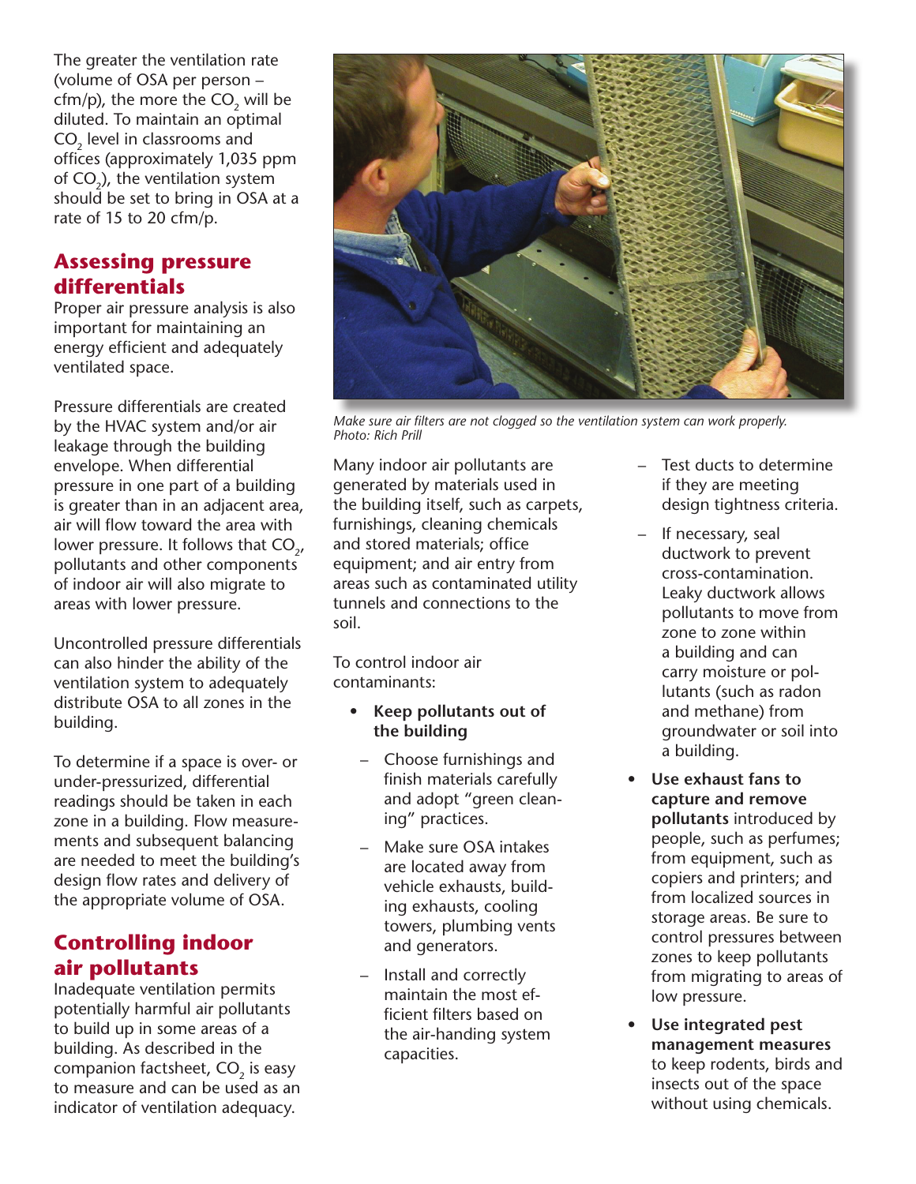The greater the ventilation rate (volume of OSA per person – cfm/p), the more the $CO_2$ will be diluted. To maintain an optimal $CO_2$ level in classrooms and offices (approximately 1,035 ppm of $CO_2$), the ventilation system should be set to bring in OSA at a rate of 15 to 20 cfm/p.

## Assessing pressure differentials

Proper air pressure analysis is also important for maintaining an energy efficient and adequately ventilated space.

Pressure differentials are created by the HVAC system and/or air leakage through the building envelope. When differential pressure in one part of a building is greater than in an adjacent area, air will flow toward the area with lower pressure. It follows that $CO_2$, pollutants and other components of indoor air will also migrate to areas with lower pressure.

Uncontrolled pressure differentials can also hinder the ability of the ventilation system to adequately distribute OSA to all zones in the building.

To determine if a space is over- or under-pressurized, differential readings should be taken in each zone in a building. Flow measurements and subsequent balancing are needed to meet the building's design flow rates and delivery of the appropriate volume of OSA.

## Controlling indoor air pollutants

Inadequate ventilation permits potentially harmful air pollutants to build up in some areas of a building. As described in the companion factsheet, $CO_2$ is easy to measure and can be used as an indicator of ventilation adequacy.

*Make sure air filters are not clogged so the ventilation system can work properly. Photo: Rich Prill*

Many indoor air pollutants are generated by materials used in the building itself, such as carpets, furnishings, cleaning chemicals and stored materials; office equipment; and air entry from areas such as contaminated utility tunnels and connections to the soil.

To control indoor air contaminants:

- **Keep pollutants out of the building**
  - Choose furnishings and finish materials carefully and adopt "green cleaning" practices.
  - Make sure OSA intakes are located away from vehicle exhausts, building exhausts, cooling towers, plumbing vents and generators.
  - Install and correctly maintain the most efficient filters based on the air-handing system capacities.
  - Test ducts to determine if they are meeting design tightness criteria.
  - If necessary, seal ductwork to prevent cross-contamination. Leaky ductwork allows pollutants to move from zone to zone within a building and can carry moisture or pollutants (such as radon and methane) from groundwater or soil into a building.
- **Use exhaust fans to capture and remove pollutants** introduced by people, such as perfumes; from equipment, such as copiers and printers; and from localized sources in storage areas. Be sure to control pressures between zones to keep pollutants from migrating to areas of low pressure.
- **Use integrated pest management measures** to keep rodents, birds and insects out of the space without using chemicals.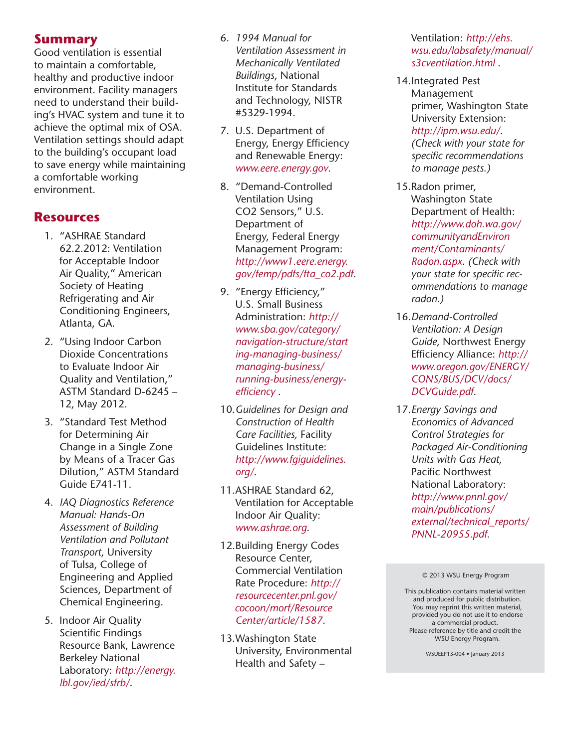## Summary

Good ventilation is essential to maintain a comfortable, healthy and productive indoor environment. Facility managers need to understand their building's HVAC system and tune it to achieve the optimal mix of OSA. Ventilation settings should adapt to the building's occupant load to save energy while maintaining a comfortable working environment.

## Resources

1. "ASHRAE Standard 62.2.2012: Ventilation for Acceptable Indoor Air Quality," American Society of Heating Refrigerating and Air Conditioning Engineers, Atlanta, GA.
2. "Using Indoor Carbon Dioxide Concentrations to Evaluate Indoor Air Quality and Ventilation," ASTM Standard D-6245 – 12, May 2012.
3. "Standard Test Method for Determining Air Change in a Single Zone by Means of a Tracer Gas Dilution," ASTM Standard Guide E741-11.
4. *IAQ Diagnostics Reference Manual: Hands-On Assessment of Building Ventilation and Pollutant Transport*, University of Tulsa, College of Engineering and Applied Sciences, Department of Chemical Engineering.
5. Indoor Air Quality Scientific Findings Resource Bank, Lawrence Berkeley National Laboratory: *http://energy.lbl.gov/ied/sfrb/*.
6. *1994 Manual for Ventilation Assessment in Mechanically Ventilated Buildings*, National Institute for Standards and Technology, NISTR #5329-1994.
7. U.S. Department of Energy, Energy Efficiency and Renewable Energy: *www.eere.energy.gov*.
8. "Demand-Controlled Ventilation Using CO2 Sensors," U.S. Department of Energy, Federal Energy Management Program: *http://www1.eere.energy.gov/femp/pdfs/fta_co2.pdf*.
9. "Energy Efficiency," U.S. Small Business Administration: *http://www.sba.gov/category/navigation-structure/starting-managing-business/managing-business/running-business/energy-efficiency* .
10. *Guidelines for Design and Construction of Health Care Facilities,* Facility Guidelines Institute: *http://www.fgiguidelines.org/*.
11. ASHRAE Standard 62, Ventilation for Acceptable Indoor Air Quality: *www.ashrae.org*.
12. Building Energy Codes Resource Center, Commercial Ventilation Rate Procedure: *http://resourcecenter.pnl.gov/cocoon/morf/ResourceCenter/article/1587*.
13. Washington State University, Environmental Health and Safety – Ventilation: *http://ehs.wsu.edu/labsafety/manual/s3cventilation.html* .
14. Integrated Pest Management primer, Washington State University Extension: *http://ipm.wsu.edu/*. *(Check with your state for specific recommendations to manage pests.)*
15. Radon primer, Washington State Department of Health: *http://www.doh.wa.gov/communityandEnvironment/Contaminants/Radon.aspx*. *(Check with your state for specific recommendations to manage radon.)*
16. *Demand-Controlled Ventilation: A Design Guide,* Northwest Energy Efficiency Alliance: *http://www.oregon.gov/ENERGY/CONS/BUS/DCV/docs/DCVGuide.pdf*.
17. *Energy Savings and Economics of Advanced Control Strategies for Packaged Air-Conditioning Units with Gas Heat,* Pacific Northwest National Laboratory: *http://www.pnnl.gov/main/publications/external/technical_reports/PNNL-20955.pdf.*

© 2013 WSU Energy Program

This publication contains material written and produced for public distribution. You may reprint this written material, provided you do not use it to endorse a commercial product. Please reference by title and credit the WSU Energy Program.

WSUEEP13-004 • January 2013